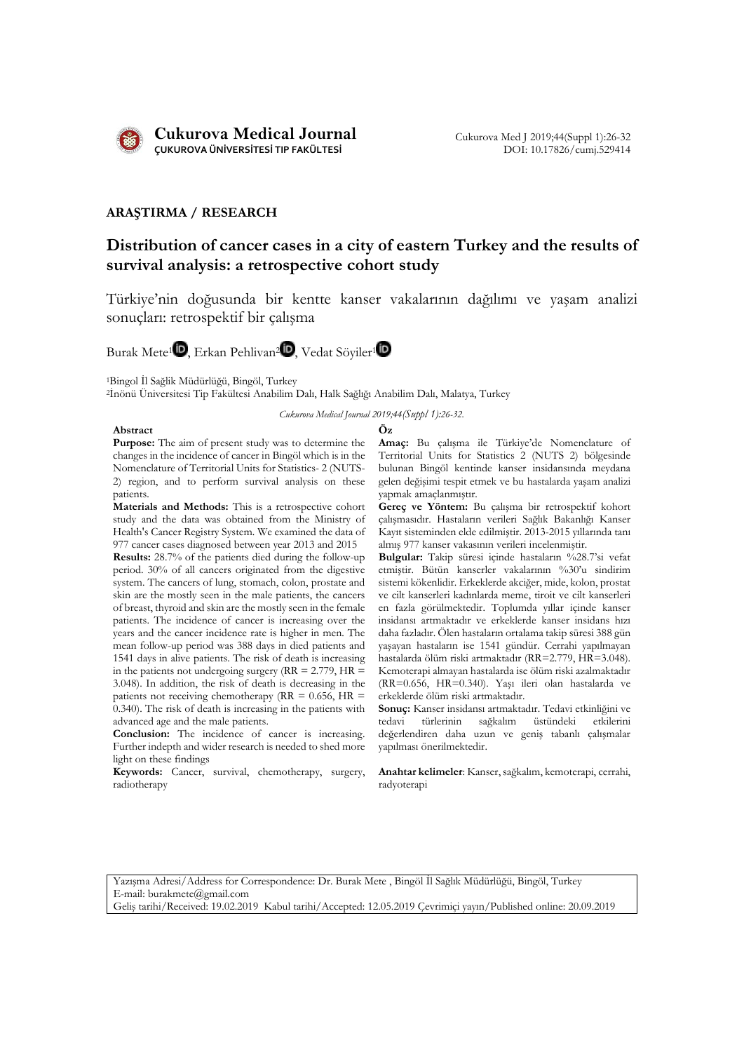**Cukurova Medical Journal**
ÇUKUROVA ÜNİVERSİTESİ TIP FAKÜLTESİ

Cukurova Med J 2019;44(Suppl 1):26-32
DOI: 10.17826/cumj.529414

**ARAŞTIRMA / RESEARCH**

# Distribution of cancer cases in a city of eastern Turkey and the results of survival analysis: a retrospective cohort study

Türkiye'nin doğusunda bir kentte kanser vakalarının dağılımı ve yaşam analizi sonuçları: retrospektif bir çalışma

Burak Mete[1], Erkan Pehlivan[2], Vedat Söyiler[1]

[1]Bingöl İl Sağlık Müdürlüğü, Bingöl, Turkey
[2]İnönü Üniversitesi Tıp Fakültesi Anabilim Dalı, Halk Sağlığı Anabilim Dalı, Malatya, Turkey

*Cukurova Medical Journal 2019;44(Suppl 1):26-32.*

**Abstract**

**Purpose:** The aim of present study was to determine the changes in the incidence of cancer in Bingöl which is in the Nomenclature of Territorial Units for Statistics- 2 (NUTS-2) region, and to perform survival analysis on these patients.

**Materials and Methods:** This is a retrospective cohort study and the data was obtained from the Ministry of Health's Cancer Registry System. We examined the data of 977 cancer cases diagnosed between year 2013 and 2015

**Results:** 28.7% of the patients died during the follow-up period. 30% of all cancers originated from the digestive system. The cancers of lung, stomach, colon, prostate and skin are the mostly seen in the male patients, the cancers of breast, thyroid and skin are the mostly seen in the female patients. The incidence of cancer is increasing over the years and the cancer incidence rate is higher in men. The mean follow-up period was 388 days in died patients and 1541 days in alive patients. The risk of death is increasing in the patients not undergoing surgery (RR = 2.779, HR = 3.048). In addition, the risk of death is decreasing in the patients not receiving chemotherapy (RR = 0.656, HR = 0.340). The risk of death is increasing in the patients with advanced age and the male patients.

**Conclusion:** The incidence of cancer is increasing. Further indepth and wider research is needed to shed more light on these findings

**Keywords:** Cancer, survival, chemotherapy, surgery, radiotherapy

**Öz**

**Amaç:** Bu çalışma ile Türkiye'de Nomenclature of Territorial Units for Statistics 2 (NUTS 2) bölgesinde bulunan Bingöl kentinde kanser insidansında meydana gelen değişimi tespit etmek ve bu hastalarda yaşam analizi yapmak amaçlanmıştır.

**Gereç ve Yöntem:** Bu çalışma bir retrospektif kohort çalışmasıdır. Hastaların verileri Sağlık Bakanlığı Kanser Kayıt sisteminden elde edilmiştir. 2013-2015 yıllarında tanı almış 977 kanser vakasının verileri incelenmiştir.

**Bulgular:** Takip süresi içinde hastaların %28.7'si vefat etmiştir. Bütün kanserler vakalarının %30'u sindirim sistemi kökenlidir. Erkeklerde akciğer, mide, kolon, prostat ve cilt kanserleri kadınlarda meme, tiroit ve cilt kanserleri en fazla görülmektedir. Toplumda yıllar içinde kanser insidansı artmaktadır ve erkeklerde kanser insidans hızı daha fazladır. Ölen hastaların ortalama takip süresi 388 gün yaşayan hastaların ise 1541 gündür. Cerrahi yapılmayan hastalarda ölüm riski artmaktadır (RR=2.779, HR=3.048). Kemoterapi almayan hastalarda ise ölüm riski azalmaktadır (RR=0.656, HR=0.340). Yaşı ileri olan hastalarda ve erkeklerde ölüm riski artmaktadır.

**Sonuç:** Kanser insidansı artmaktadır. Tedavi etkinliğini ve tedavi türlerinin sağkalım üstündeki etkilerini değerlendiren daha uzun ve geniş tabanlı çalışmalar yapılması önerilmektedir.

**Anahtar kelimeler**: Kanser, sağkalım, kemoterapi, cerrahi, radyoterapi

Yazışma Adresi/Address for Correspondence: Dr. Burak Mete , Bingöl İl Sağlık Müdürlüğü, Bingöl, Turkey
E-mail: burakmete@gmail.com
Geliş tarihi/Received: 19.02.2019 Kabul tarihi/Accepted: 12.05.2019 Çevrimiçi yayın/Published online: 20.09.2019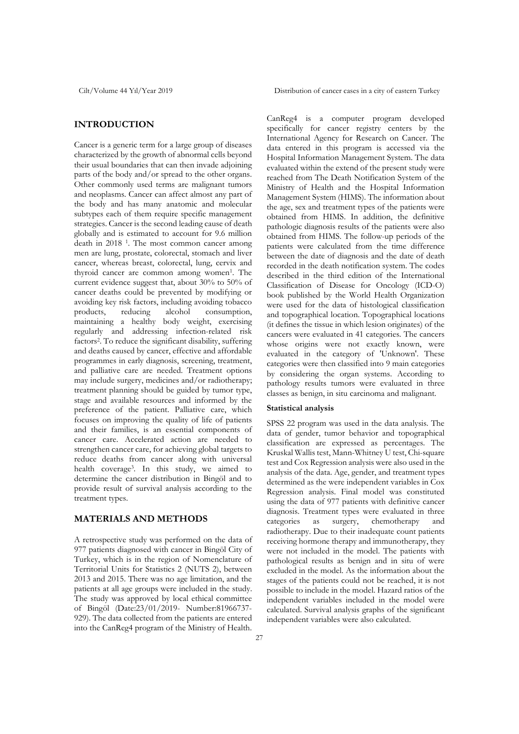## INTRODUCTION

Cancer is a generic term for a large group of diseases characterized by the growth of abnormal cells beyond their usual boundaries that can then invade adjoining parts of the body and/or spread to the other organs. Other commonly used terms are malignant tumors and neoplasms. Cancer can affect almost any part of the body and has many anatomic and molecular subtypes each of them require specific management strategies. Cancer is the second leading cause of death globally and is estimated to account for 9.6 million death in 2018 [1]. The most common cancer among men are lung, prostate, colorectal, stomach and liver cancer, whereas breast, colorectal, lung, cervix and thyroid cancer are common among women[1]. The current evidence suggest that, about 30% to 50% of cancer deaths could be prevented by modifying or avoiding key risk factors, including avoiding tobacco products, reducing alcohol consumption, maintaining a healthy body weight, exercising regularly and addressing infection-related risk factors[2]. To reduce the significant disability, suffering and deaths caused by cancer, effective and affordable programmes in early diagnosis, screening, treatment, and palliative care are needed. Treatment options may include surgery, medicines and/or radiotherapy; treatment planning should be guided by tumor type, stage and available resources and informed by the preference of the patient. Palliative care, which focuses on improving the quality of life of patients and their families, is an essential components of cancer care. Accelerated action are needed to strengthen cancer care, for achieving global targets to reduce deaths from cancer along with universal health coverage[3]. In this study, we aimed to determine the cancer distribution in Bingöl and to provide result of survival analysis according to the treatment types.

## MATERIALS AND METHODS

A retrospective study was performed on the data of 977 patients diagnosed with cancer in Bingöl City of Turkey, which is in the region of Nomenclature of Territorial Units for Statistics 2 (NUTS 2), between 2013 and 2015. There was no age limitation, and the patients at all age groups were included in the study. The study was approved by local ethical committee of Bingöl (Date:23/01/2019- Number:81966737-929). The data collected from the patients are entered into the CanReg4 program of the Ministry of Health. CanReg4 is a computer program developed specifically for cancer registry centers by the International Agency for Research on Cancer. The data entered in this program is accessed via the Hospital Information Management System. The data evaluated within the extend of the present study were reached from The Death Notification System of the Ministry of Health and the Hospital Information Management System (HIMS). The information about the age, sex and treatment types of the patients were obtained from HIMS. In addition, the definitive pathologic diagnosis results of the patients were also obtained from HIMS. The follow-up periods of the patients were calculated from the time difference between the date of diagnosis and the date of death recorded in the death notification system. The codes described in the third edition of the International Classification of Disease for Oncology (ICD-O) book published by the World Health Organization were used for the data of histological classification and topographical location. Topographical locations (it defines the tissue in which lesion originates) of the cancers were evaluated in 41 categories. The cancers whose origins were not exactly known, were evaluated in the category of 'Unknown'. These categories were then classified into 9 main categories by considering the organ systems. According to pathology results tumors were evaluated in three classes as benign, in situ carcinoma and malignant.

### Statistical analysis

SPSS 22 program was used in the data analysis. The data of gender, tumor behavior and topographical classification are expressed as percentages. The Kruskal Wallis test, Mann-Whitney U test, Chi-square test and Cox Regression analysis were also used in the analysis of the data. Age, gender, and treatment types determined as the were independent variables in Cox Regression analysis. Final model was constituted using the data of 977 patients with definitive cancer diagnosis. Treatment types were evaluated in three categories as surgery, chemotherapy and radiotherapy. Due to their inadequate count patients receiving hormone therapy and immunotherapy, they were not included in the model. The patients with pathological results as benign and in situ of were excluded in the model. As the information about the stages of the patients could not be reached, it is not possible to include in the model. Hazard ratios of the independent variables included in the model were calculated. Survival analysis graphs of the significant independent variables were also calculated.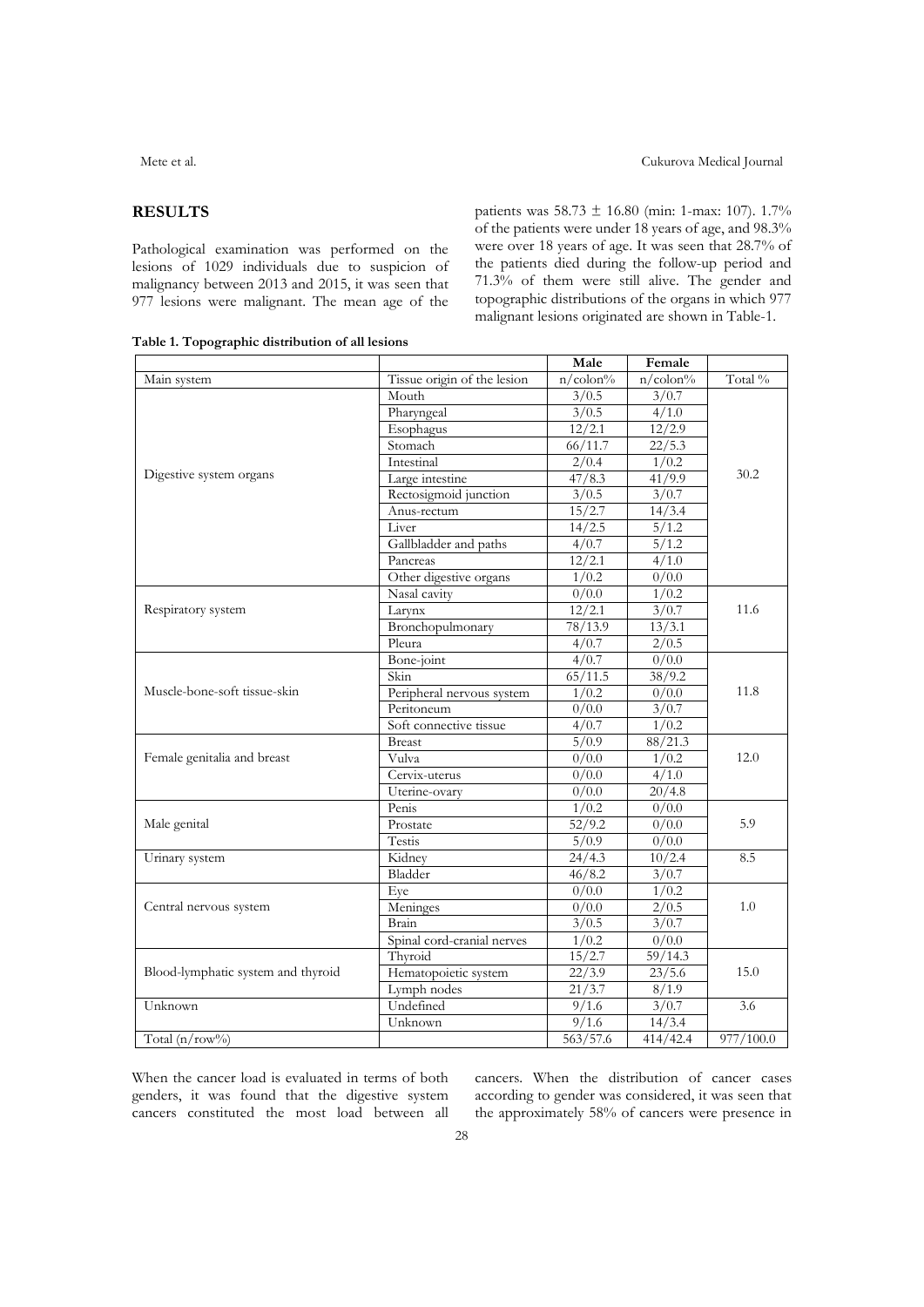## RESULTS

Pathological examination was performed on the lesions of 1029 individuals due to suspicion of malignancy between 2013 and 2015, it was seen that 977 lesions were malignant. The mean age of the patients was 58.73 ± 16.80 (min: 1-max: 107). 1.7% of the patients were under 18 years of age, and 98.3% were over 18 years of age. It was seen that 28.7% of the patients died during the follow-up period and 71.3% of them were still alive. The gender and topographic distributions of the organs in which 977 malignant lesions originated are shown in Table-1.

**Table 1. Topographic distribution of all lesions**

| | | Male | Female | |
|---|---|---|---|---|
| Main system | Tissue origin of the lesion | n/colon% | n/colon% | Total % |
| Digestive system organs | Mouth | 3/0.5 | 3/0.7 | 30.2 |
| | Pharyngeal | 3/0.5 | 4/1.0 | |
| | Esophagus | 12/2.1 | 12/2.9 | |
| | Stomach | 66/11.7 | 22/5.3 | |
| | Intestinal | 2/0.4 | 1/0.2 | |
| | Large intestine | 47/8.3 | 41/9.9 | |
| | Rectosigmoid junction | 3/0.5 | 3/0.7 | |
| | Anus-rectum | 15/2.7 | 14/3.4 | |
| | Liver | 14/2.5 | 5/1.2 | |
| | Gallbladder and paths | 4/0.7 | 5/1.2 | |
| | Pancreas | 12/2.1 | 4/1.0 | |
| | Other digestive organs | 1/0.2 | 0/0.0 | |
| Respiratory system | Nasal cavity | 0/0.0 | 1/0.2 | 11.6 |
| | Larynx | 12/2.1 | 3/0.7 | |
| | Bronchopulmonary | 78/13.9 | 13/3.1 | |
| | Pleura | 4/0.7 | 2/0.5 | |
| Muscle-bone-soft tissue-skin | Bone-joint | 4/0.7 | 0/0.0 | 11.8 |
| | Skin | 65/11.5 | 38/9.2 | |
| | Peripheral nervous system | 1/0.2 | 0/0.0 | |
| | Peritoneum | 0/0.0 | 3/0.7 | |
| | Soft connective tissue | 4/0.7 | 1/0.2 | |
| Female genitalia and breast | Breast | 5/0.9 | 88/21.3 | 12.0 |
| | Vulva | 0/0.0 | 1/0.2 | |
| | Cervix-uterus | 0/0.0 | 4/1.0 | |
| | Uterine-ovary | 0/0.0 | 20/4.8 | |
| Male genital | Penis | 1/0.2 | 0/0.0 | 5.9 |
| | Prostate | 52/9.2 | 0/0.0 | |
| | Testis | 5/0.9 | 0/0.0 | |
| Urinary system | Kidney | 24/4.3 | 10/2.4 | 8.5 |
| | Bladder | 46/8.2 | 3/0.7 | |
| Central nervous system | Eye | 0/0.0 | 1/0.2 | 1.0 |
| | Meninges | 0/0.0 | 2/0.5 | |
| | Brain | 3/0.5 | 3/0.7 | |
| | Spinal cord-cranial nerves | 1/0.2 | 0/0.0 | |
| Blood-lymphatic system and thyroid | Thyroid | 15/2.7 | 59/14.3 | 15.0 |
| | Hematopoietic system | 22/3.9 | 23/5.6 | |
| | Lymph nodes | 21/3.7 | 8/1.9 | |
| Unknown | Undefined | 9/1.6 | 3/0.7 | 3.6 |
| | Unknown | 9/1.6 | 14/3.4 | |
| Total (n/row%) | | 563/57.6 | 414/42.4 | 977/100.0 |

When the cancer load is evaluated in terms of both genders, it was found that the digestive system cancers constituted the most load between all cancers. When the distribution of cancer cases according to gender was considered, it was seen that the approximately 58% of cancers were presence in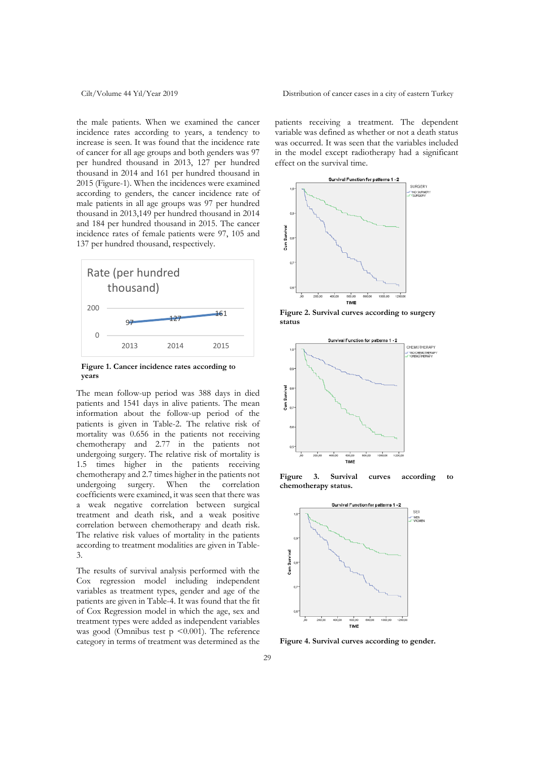the male patients. When we examined the cancer incidence rates according to years, a tendency to increase is seen. It was found that the incidence rate of cancer for all age groups and both genders was 97 per hundred thousand in 2013, 127 per hundred thousand in 2014 and 161 per hundred thousand in 2015 (Figure-1). When the incidences were examined according to genders, the cancer incidence rate of male patients in all age groups was 97 per hundred thousand in 2013,149 per hundred thousand in 2014 and 184 per hundred thousand in 2015. The cancer incidence rates of female patients were 97, 105 and 137 per hundred thousand, respectively.

**Figure 1. Cancer incidence rates according to years**

The mean follow-up period was 388 days in died patients and 1541 days in alive patients. The mean information about the follow-up period of the patients is given in Table-2. The relative risk of mortality was 0.656 in the patients not receiving chemotherapy and 2.77 in the patients not undergoing surgery. The relative risk of mortality is 1.5 times higher in the patients receiving chemotherapy and 2.7 times higher in the patients not undergoing surgery. When the correlation coefficients were examined, it was seen that there was a weak negative correlation between surgical treatment and death risk, and a weak positive correlation between chemotherapy and death risk. The relative risk values of mortality in the patients according to treatment modalities are given in Table-3.

The results of survival analysis performed with the Cox regression model including independent variables as treatment types, gender and age of the patients are given in Table-4. It was found that the fit of Cox Regression model in which the age, sex and treatment types were added as independent variables was good (Omnibus test $p < 0.001$). The reference category in terms of treatment was determined as the patients receiving a treatment. The dependent variable was defined as whether or not a death status was occurred. It was seen that the variables included in the model except radiotherapy had a significant effect on the survival time.

**Figure 2. Survival curves according to surgery status**

**Figure 3. Survival curves according to chemotherapy status.**

**Figure 4. Survival curves according to gender.**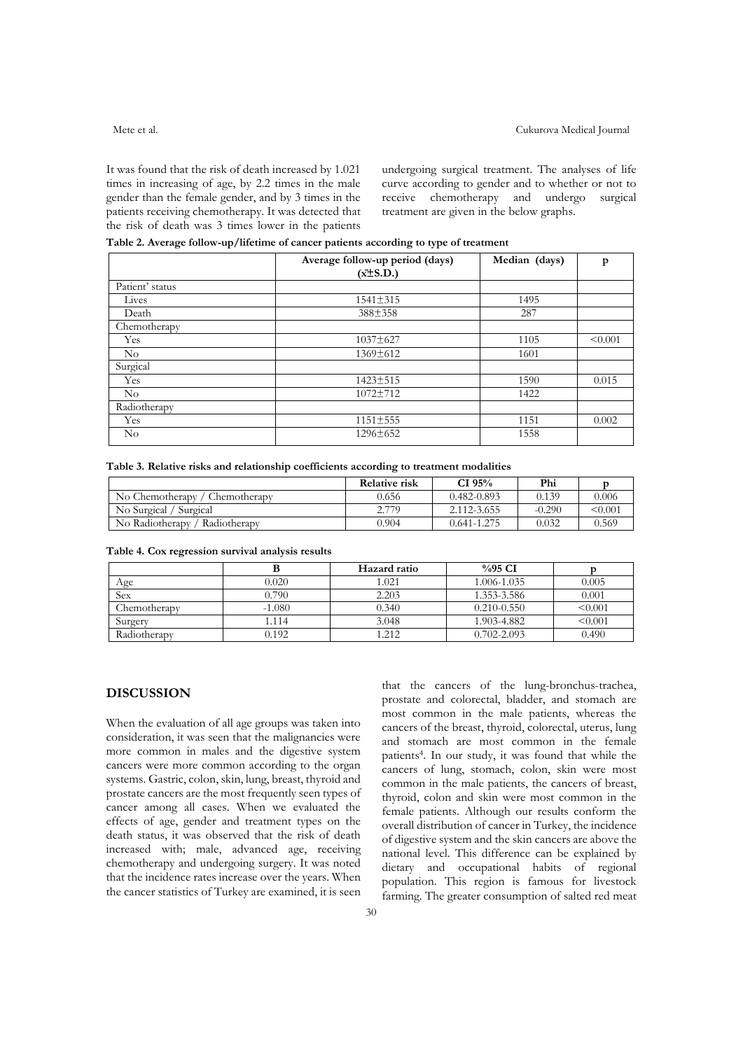It was found that the risk of death increased by 1.021 times in increasing of age, by 2.2 times in the male gender than the female gender, and by 3 times in the patients receiving chemotherapy. It was detected that the risk of death was 3 times lower in the patients undergoing surgical treatment. The analyses of life curve according to gender and to whether or not to receive chemotherapy and undergo surgical treatment are given in the below graphs.

**Table 2. Average follow-up/lifetime of cancer patients according to type of treatment**

| | Average follow-up period (days) (x̄±S.D.) | Median (days) | p |
|---|---|---|---|
| Patient' status | | | |
| Lives | 1541±315 | 1495 | |
| Death | 388±358 | 287 | |
| Chemotherapy | | | |
| Yes | 1037±627 | 1105 | <0.001 |
| No | 1369±612 | 1601 | |
| Surgical | | | |
| Yes | 1423±515 | 1590 | 0.015 |
| No | 1072±712 | 1422 | |
| Radiotherapy | | | |
| Yes | 1151±555 | 1151 | 0.002 |
| No | 1296±652 | 1558 | |

**Table 3. Relative risks and relationship coefficients according to treatment modalities**

| | Relative risk | CI 95% | Phi | p |
|---|---|---|---|---|
| No Chemotherapy / Chemotherapy | 0.656 | 0.482-0.893 | 0.139 | 0.006 |
| No Surgical / Surgical | 2.779 | 2.112-3.655 | -0.290 | <0.001 |
| No Radiotherapy / Radiotherapy | 0.904 | 0.641-1.275 | 0.032 | 0.569 |

**Table 4. Cox regression survival analysis results**

| | B | Hazard ratio | %95 CI | p |
|---|---|---|---|---|
| Age | 0.020 | 1.021 | 1.006-1.035 | 0.005 |
| Sex | 0.790 | 2.203 | 1.353-3.586 | 0.001 |
| Chemotherapy | -1.080 | 0.340 | 0.210-0.550 | <0.001 |
| Surgery | 1.114 | 3.048 | 1.903-4.882 | <0.001 |
| Radiotherapy | 0.192 | 1.212 | 0.702-2.093 | 0.490 |

## DISCUSSION

When the evaluation of all age groups was taken into consideration, it was seen that the malignancies were more common in males and the digestive system cancers were more common according to the organ systems. Gastric, colon, skin, lung, breast, thyroid and prostate cancers are the most frequently seen types of cancer among all cases. When we evaluated the effects of age, gender and treatment types on the death status, it was observed that the risk of death increased with; male, advanced age, receiving chemotherapy and undergoing surgery. It was noted that the incidence rates increase over the years. When the cancer statistics of Turkey are examined, it is seen that the cancers of the lung-bronchus-trachea, prostate and colorectal, bladder, and stomach are most common in the male patients, whereas the cancers of the breast, thyroid, colorectal, uterus, lung and stomach are most common in the female patients[4]. In our study, it was found that while the cancers of lung, stomach, colon, skin were most common in the male patients, the cancers of breast, thyroid, colon and skin were most common in the female patients. Although our results conform the overall distribution of cancer in Turkey, the incidence of digestive system and the skin cancers are above the national level. This difference can be explained by dietary and occupational habits of regional population. This region is famous for livestock farming. The greater consumption of salted red meat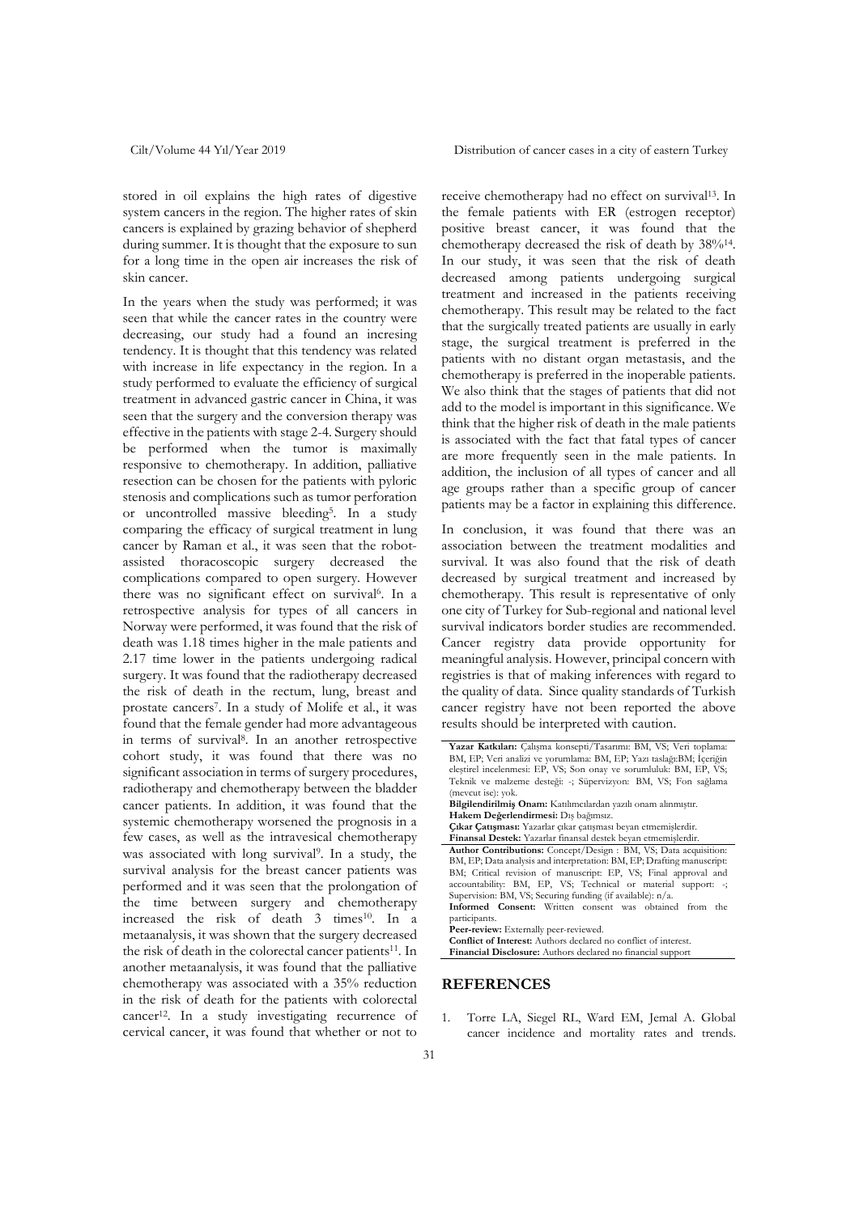stored in oil explains the high rates of digestive system cancers in the region. The higher rates of skin cancers is explained by grazing behavior of shepherd during summer. It is thought that the exposure to sun for a long time in the open air increases the risk of skin cancer.

In the years when the study was performed; it was seen that while the cancer rates in the country were decreasing, our study had a found an incresing tendency. It is thought that this tendency was related with increase in life expectancy in the region. In a study performed to evaluate the efficiency of surgical treatment in advanced gastric cancer in China, it was seen that the surgery and the conversion therapy was effective in the patients with stage 2-4. Surgery should be performed when the tumor is maximally responsive to chemotherapy. In addition, palliative resection can be chosen for the patients with pyloric stenosis and complications such as tumor perforation or uncontrolled massive bleeding[5]. In a study comparing the efficacy of surgical treatment in lung cancer by Raman et al., it was seen that the robot-assisted thoracoscopic surgery decreased the complications compared to open surgery. However there was no significant effect on survival[6]. In a retrospective analysis for types of all cancers in Norway were performed, it was found that the risk of death was 1.18 times higher in the male patients and 2.17 time lower in the patients undergoing radical surgery. It was found that the radiotherapy decreased the risk of death in the rectum, lung, breast and prostate cancers[7]. In a study of Molife et al., it was found that the female gender had more advantageous in terms of survival[8]. In an another retrospective cohort study, it was found that there was no significant association in terms of surgery procedures, radiotherapy and chemotherapy between the bladder cancer patients. In addition, it was found that the systemic chemotherapy worsened the prognosis in a few cases, as well as the intravesical chemotherapy was associated with long survival[9]. In a study, the survival analysis for the breast cancer patients was performed and it was seen that the prolongation of the time between surgery and chemotherapy increased the risk of death 3 times[10]. In a metaanalysis, it was shown that the surgery decreased the risk of death in the colorectal cancer patients[11]. In another metaanalysis, it was found that the palliative chemotherapy was associated with a 35% reduction in the risk of death for the patients with colorectal cancer[12]. In a study investigating recurrence of cervical cancer, it was found that whether or not to receive chemotherapy had no effect on survival[13]. In the female patients with ER (estrogen receptor) positive breast cancer, it was found that the chemotherapy decreased the risk of death by 38%[14]. In our study, it was seen that the risk of death decreased among patients undergoing surgical treatment and increased in the patients receiving chemotherapy. This result may be related to the fact that the surgically treated patients are usually in early stage, the surgical treatment is preferred in the patients with no distant organ metastasis, and the chemotherapy is preferred in the inoperable patients. We also think that the stages of patients that did not add to the model is important in this significance. We think that the higher risk of death in the male patients is associated with the fact that fatal types of cancer are more frequently seen in the male patients. In addition, the inclusion of all types of cancer and all age groups rather than a specific group of cancer patients may be a factor in explaining this difference.

In conclusion, it was found that there was an association between the treatment modalities and survival. It was also found that the risk of death decreased by surgical treatment and increased by chemotherapy. This result is representative of only one city of Turkey for Sub-regional and national level survival indicators border studies are recommended. Cancer registry data provide opportunity for meaningful analysis. However, principal concern with registries is that of making inferences with regard to the quality of data. Since quality standards of Turkish cancer registry have not been reported the above results should be interpreted with caution.

**Yazar Katkıları:** Çalışma konsepti/Tasarımı: BM, VS; Veri toplama: BM, EP; Veri analizi ve yorumlama: BM, EP; Yazı taslağı:BM; İçeriğin eleştirel incelenmesi: EP, VS; Son onay ve sorumluluk: BM, EP, VS; Teknik ve malzeme desteği: -; Süpervizyon: BM, VS; Fon sağlama (mevcut ise): yok.
**Bilgilendirilmiş Onam:** Katılımcılardan yazılı onam alınmıştır.
**Hakem Değerlendirmesi:** Dış bağımsız.
**Çıkar Çatışması:** Yazarlar çıkar çatışması beyan etmemişlerdir.
**Finansal Destek:** Yazarlar finansal destek beyan etmemişlerdir.

**Author Contributions:** Concept/Design : BM, VS; Data acquisition: BM, EP; Data analysis and interpretation: BM, EP; Drafting manuscript: BM; Critical revision of manuscript: EP, VS; Final approval and accountability: BM, EP, VS; Technical or material support: -; Supervision: BM, VS; Securing funding (if available): n/a.
**Informed Consent:** Written consent was obtained from the participants.
**Peer-review:** Externally peer-reviewed.
**Conflict of Interest:** Authors declared no conflict of interest.
**Financial Disclosure:** Authors declared no financial support

## REFERENCES

1. Torre LA, Siegel RL, Ward EM, Jemal A. Global cancer incidence and mortality rates and trends.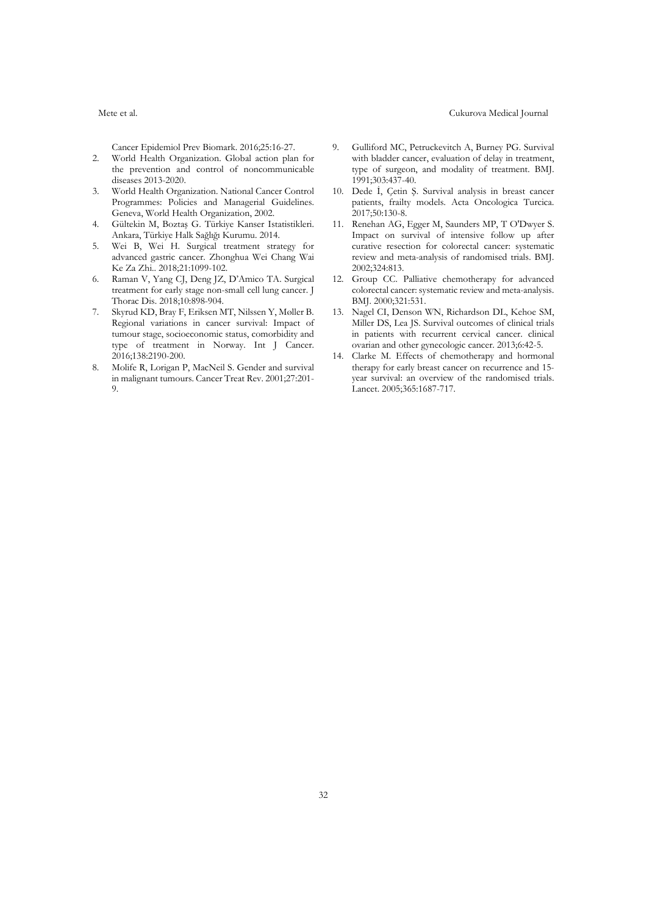Cancer Epidemiol Prev Biomark. 2016;25:16-27.

2. World Health Organization. Global action plan for the prevention and control of noncommunicable diseases 2013-2020.
3. World Health Organization. National Cancer Control Programmes: Policies and Managerial Guidelines. Geneva, World Health Organization, 2002.
4. Gültekin M, Boztaş G. Türkiye Kanser Istatistikleri. Ankara, Türkiye Halk Sağlığı Kurumu. 2014.
5. Wei B, Wei H. Surgical treatment strategy for advanced gastric cancer. Zhonghua Wei Chang Wai Ke Za Zhi.. 2018;21:1099-102.
6. Raman V, Yang CJ, Deng JZ, D'Amico TA. Surgical treatment for early stage non-small cell lung cancer. J Thorac Dis. 2018;10:898-904.
7. Skyrud KD, Bray F, Eriksen MT, Nilssen Y, Møller B. Regional variations in cancer survival: Impact of tumour stage, socioeconomic status, comorbidity and type of treatment in Norway. Int J Cancer. 2016;138:2190-200.
8. Molife R, Lorigan P, MacNeil S. Gender and survival in malignant tumours. Cancer Treat Rev. 2001;27:201-9.
9. Gulliford MC, Petruckevitch A, Burney PG. Survival with bladder cancer, evaluation of delay in treatment, type of surgeon, and modality of treatment. BMJ. 1991;303:437-40.
10. Dede İ, Çetin Ş. Survival analysis in breast cancer patients, frailty models. Acta Oncologica Turcica. 2017;50:130-8.
11. Renehan AG, Egger M, Saunders MP, T O'Dwyer S. Impact on survival of intensive follow up after curative resection for colorectal cancer: systematic review and meta-analysis of randomised trials. BMJ. 2002;324:813.
12. Group CC. Palliative chemotherapy for advanced colorectal cancer: systematic review and meta-analysis. BMJ. 2000;321:531.
13. Nagel CI, Denson WN, Richardson DL, Kehoe SM, Miller DS, Lea JS. Survival outcomes of clinical trials in patients with recurrent cervical cancer. clinical ovarian and other gynecologic cancer. 2013;6:42-5.
14. Clarke M. Effects of chemotherapy and hormonal therapy for early breast cancer on recurrence and 15-year survival: an overview of the randomised trials. Lancet. 2005;365:1687-717.